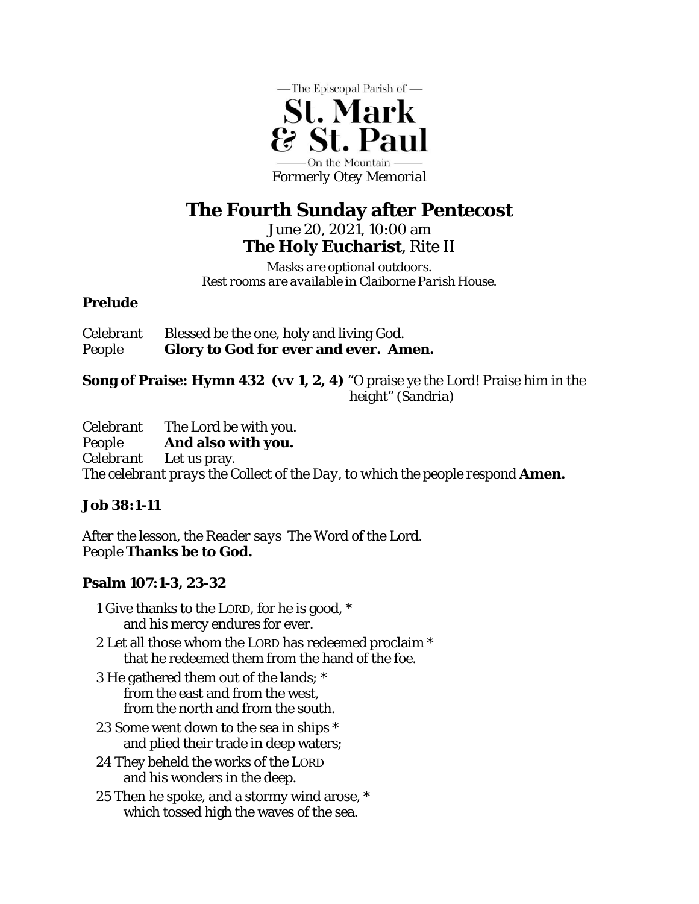—The Episcopal Parish of —

**St. Mark & St. Paul**

—— On the Mountain ——

*Formerly Otey Memorial*

# The Fourth Sunday after Pentecost

*June 20, 2021, 10:00 am*

**The Holy Eucharist**, Rite II

*Masks are optional outdoors.*
*Rest rooms are available in Claiborne Parish House.*

**Prelude**

*Celebrant* Blessed be the one, holy and living God.
People **Glory to God for ever and ever. Amen.**

**Song of Praise: Hymn 432 (vv 1, 2, 4)** "O praise ye the Lord! Praise him in the height" *(Sandria)*

*Celebrant* The Lord be with you.
People **And also with you.**
*Celebrant* Let us pray.
*The celebrant prays the* Collect of the Day*, to which the people respond* **Amen.**

**Job 38:1-11**

*After the lesson, the Reader says* The Word of the Lord.
People **Thanks be to God.**

**Psalm 107:1-3, 23-32**

1 Give thanks to the LORD, for he is good, *
    and his mercy endures for ever.

2 Let all those whom the LORD has redeemed proclaim *
    that he redeemed them from the hand of the foe.

3 He gathered them out of the lands; *
    from the east and from the west,
    from the north and from the south.

23 Some went down to the sea in ships *
    and plied their trade in deep waters;

24 They beheld the works of the LORD
    and his wonders in the deep.

25 Then he spoke, and a stormy wind arose, *
    which tossed high the waves of the sea.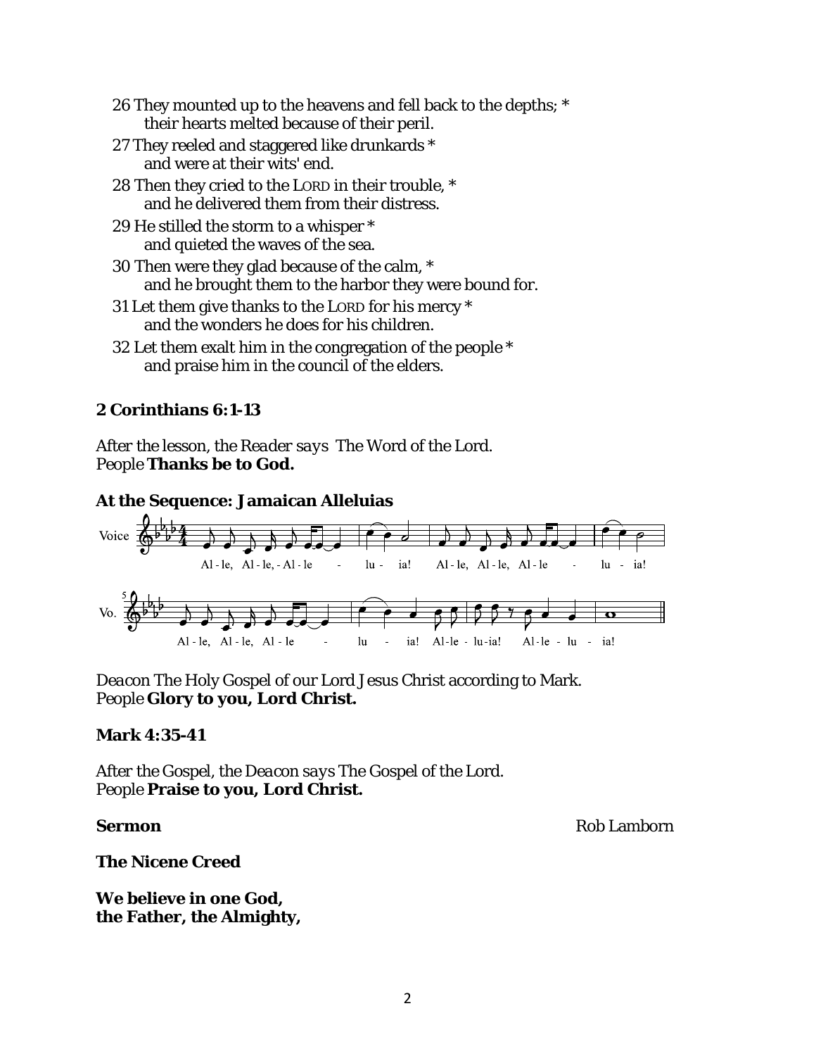26 They mounted up to the heavens and fell back to the depths; *
  their hearts melted because of their peril.

27 They reeled and staggered like drunkards *
  and were at their wits' end.

28 Then they cried to the LORD in their trouble, *
  and he delivered them from their distress.

29 He stilled the storm to a whisper *
  and quieted the waves of the sea.

30 Then were they glad because of the calm, *
  and he brought them to the harbor they were bound for.

31 Let them give thanks to the LORD for his mercy *
  and the wonders he does for his children.

32 Let them exalt him in the congregation of the people *
  and praise him in the council of the elders.

**2 Corinthians 6:1-13**

*After the lesson, the Reader says* The Word of the Lord.
*People* **Thanks be to God.**

**At the Sequence: Jamaican Alleluias**

Al - le, Al - le, - Al - le - lu - ia! Al - le, Al - le, Al - le - lu - ia!
Al - le, Al - le, Al - le - lu - ia! Al - le - lu - ia! Al - le - lu - ia!

*Deacon* The Holy Gospel of our Lord Jesus Christ according to Mark.
*People* **Glory to you, Lord Christ.**

**Mark 4:35-41**

*After the Gospel, the Deacon says* The Gospel of the Lord.
*People* **Praise to you, Lord Christ.**

**Sermon** Rob Lamborn

**The Nicene Creed**

**We believe in one God,**
**the Father, the Almighty,**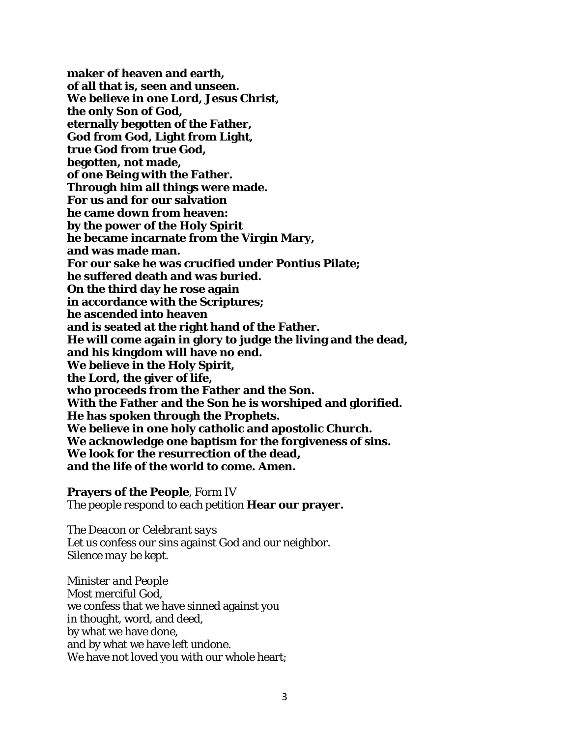**maker of heaven and earth,**
**of all that is, seen and unseen.**
**We believe in one Lord, Jesus Christ,**
**the only Son of God,**
**eternally begotten of the Father,**
**God from God, Light from Light,**
**true God from true God,**
**begotten, not made,**
**of one Being with the Father.**
**Through him all things were made.**
**For us and for our salvation**
**he came down from heaven:**
**by the power of the Holy Spirit**
**he became incarnate from the Virgin Mary,**
**and was made man.**
**For our sake he was crucified under Pontius Pilate;**
**he suffered death and was buried.**
**On the third day he rose again**
**in accordance with the Scriptures;**
**he ascended into heaven**
**and is seated at the right hand of the Father.**
**He will come again in glory to judge the living and the dead,**
**and his kingdom will have no end.**
**We believe in the Holy Spirit,**
**the Lord, the giver of life,**
**who proceeds from the Father and the Son.**
**With the Father and the Son he is worshiped and glorified.**
**He has spoken through the Prophets.**
**We believe in one holy catholic and apostolic Church.**
**We acknowledge one baptism for the forgiveness of sins.**
**We look for the resurrection of the dead,**
**and the life of the world to come. Amen.**

**Prayers of the People**, Form IV
*The people respond to each petition* **Hear our prayer.**

*The Deacon or Celebrant says*
Let us confess our sins against God and our neighbor.
*Silence may be kept.*

*Minister and People*
Most merciful God,
we confess that we have sinned against you
in thought, word, and deed,
by what we have done,
and by what we have left undone.
We have not loved you with our whole heart;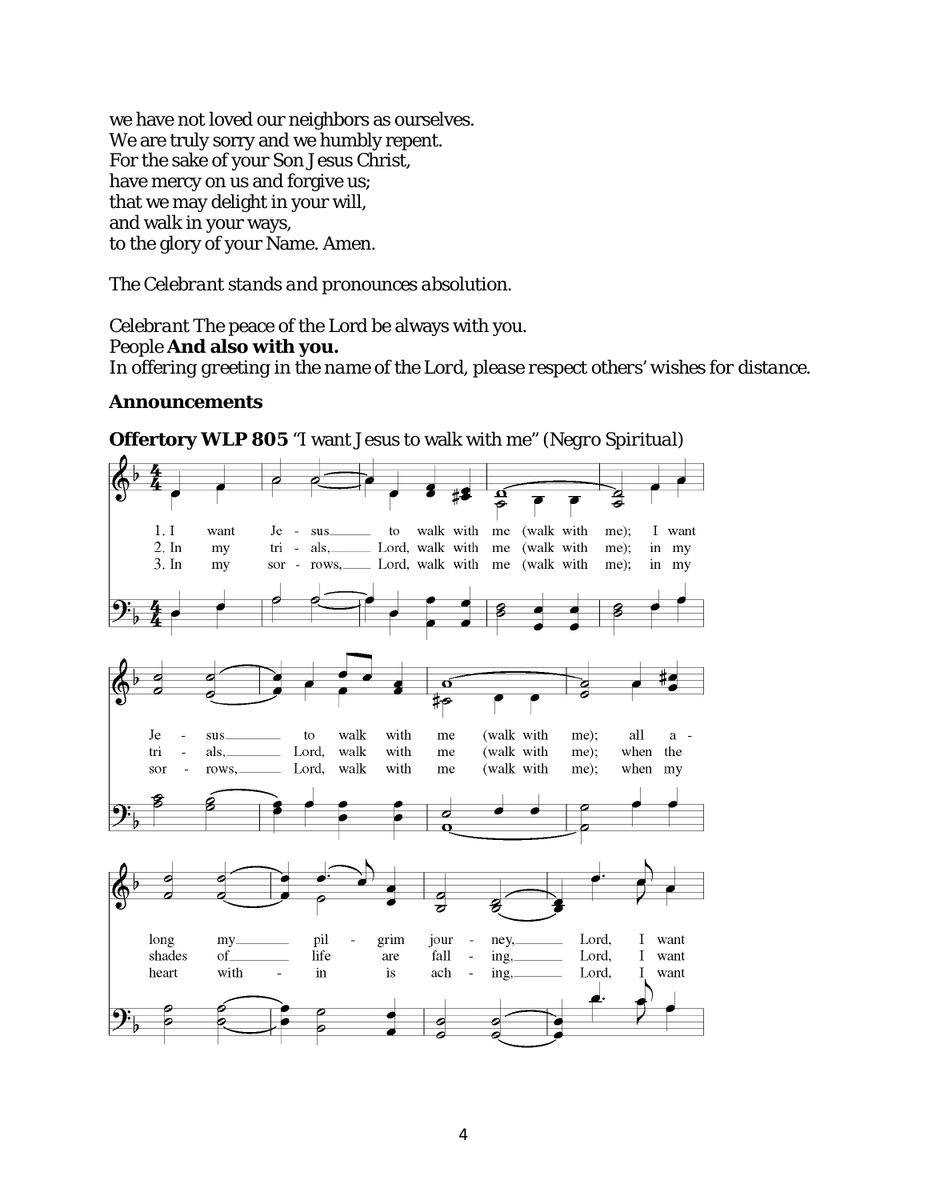we have not loved our neighbors as ourselves.
We are truly sorry and we humbly repent.
For the sake of your Son Jesus Christ,
have mercy on us and forgive us;
that we may delight in your will,
and walk in your ways,
to the glory of your Name. Amen.

*The Celebrant stands and pronounces absolution.*

*Celebrant* The peace of the Lord be always with you.
People **And also with you.**
*In offering greeting in the name of the Lord, please respect others' wishes for distance.*

### Announcements

**Offertory WLP 805** "I want Jesus to walk with me" *(Negro Spiritual)*

1. I want Jesus to walk with me (walk with me); I want Jesus to walk with me (walk with me); all along my pilgrim journey, Lord, I want
2. In my trials, Lord, walk with me (walk with me); in my trials, Lord, walk with me (walk with me); when the shades of life are falling, Lord, I want
3. In my sorrows, Lord, walk with me (walk with me); in my sorrows, Lord, walk with me (walk with me); when my heart within is aching, Lord, I want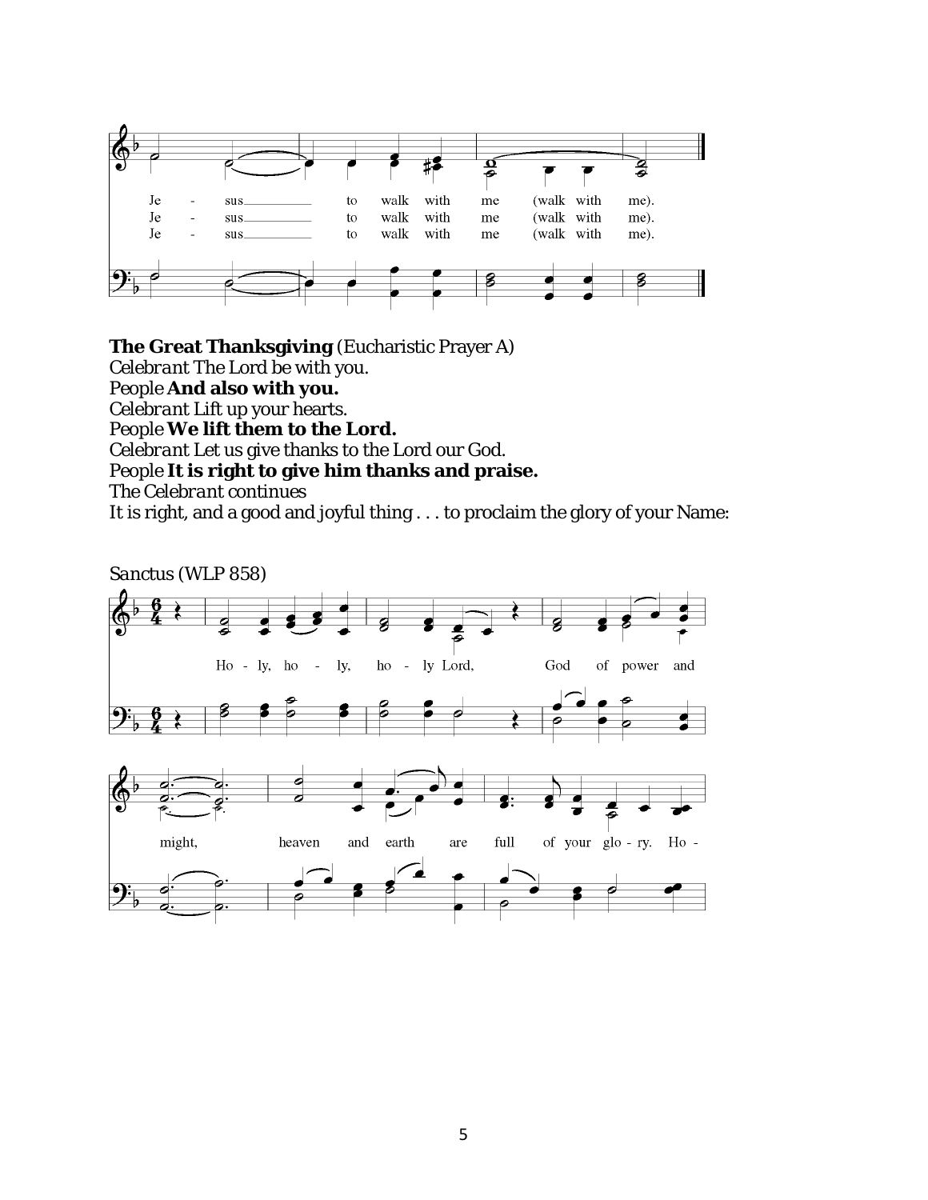Je - sus to walk with me (walk with me).
Je - sus to walk with me (walk with me).
Je - sus to walk with me (walk with me).

**The Great Thanksgiving** (Eucharistic Prayer A)
*Celebrant* The Lord be with you.
*People* **And also with you.**
*Celebrant* Lift up your hearts.
*People* **We lift them to the Lord.**
*Celebrant* Let us give thanks to the Lord our God.
*People* **It is right to give him thanks and praise.**
*The Celebrant continues*
It is right, and a good and joyful thing . . . to proclaim the glory of your Name:

*Sanctus* (WLP 858)

Ho - ly, ho - ly, ho - ly Lord, God of power and might, heaven and earth are full of your glo - ry. Ho -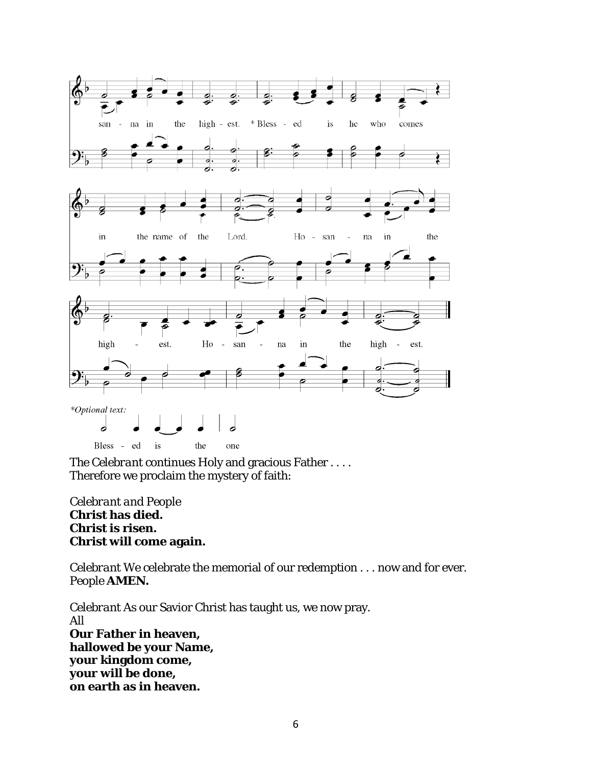san - na in the high - est. * Bless - ed is he who comes

in the name of the Lord. Ho - san - na in the

high - est. Ho - san - na in the high - est.

*Optional text:*

Bless - ed is the one

*The Celebrant continues* Holy and gracious Father . . . .
Therefore we proclaim the mystery of faith:

*Celebrant and People*
**Christ has died.**
**Christ is risen.**
**Christ will come again.**

*Celebrant* We celebrate the memorial of our redemption . . . now and for ever.
*People* **AMEN.**

*Celebrant* As our Savior Christ has taught us, we now pray.
*All*
**Our Father in heaven,**
**hallowed be your Name,**
**your kingdom come,**
**your will be done,**
**on earth as in heaven.**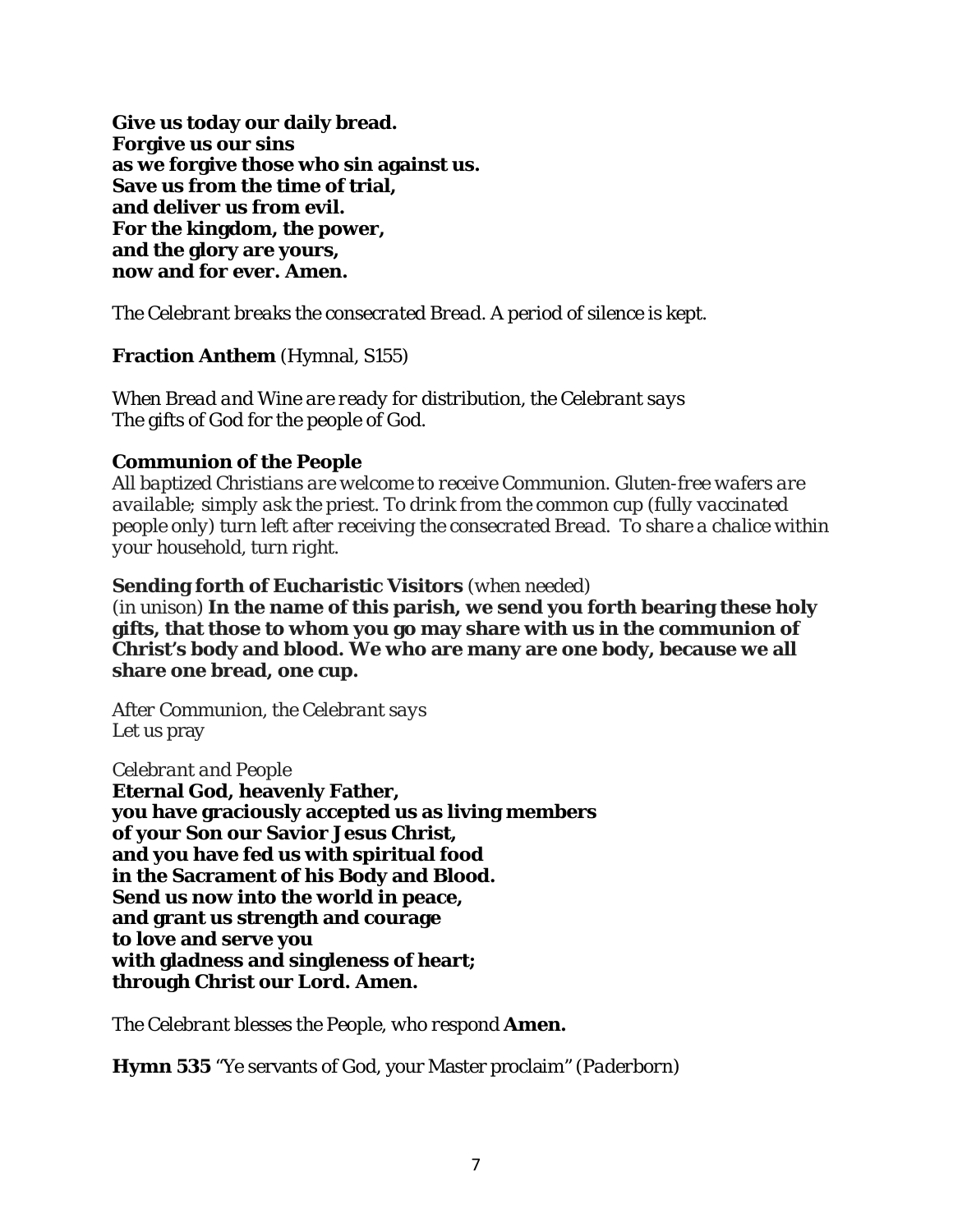**Give us today our daily bread.**
**Forgive us our sins**
**as we forgive those who sin against us.**
**Save us from the time of trial,**
**and deliver us from evil.**
**For the kingdom, the power,**
**and the glory are yours,**
**now and for ever. Amen.**

*The Celebrant breaks the consecrated Bread. A period of silence is kept.*

**Fraction Anthem** (Hymnal, S155)

*When Bread and Wine are ready for distribution, the Celebrant says*
The gifts of God for the people of God.

**Communion of the People**
*All baptized Christians are welcome to receive Communion. Gluten-free wafers are available; simply ask the priest. To drink from the common cup (fully vaccinated people only) turn left after receiving the consecrated Bread. To share a chalice within your household, turn right.*

**Sending forth of Eucharistic Visitors** *(when needed)*
*(in unison)* **In the name of this parish, we send you forth bearing these holy gifts, that those to whom you go may share with us in the communion of Christ's body and blood. We who are many are one body, because we all share one bread, one cup.**

*After Communion, the Celebrant says*
Let us pray

*Celebrant and People*
**Eternal God, heavenly Father,**
**you have graciously accepted us as living members**
**of your Son our Savior Jesus Christ,**
**and you have fed us with spiritual food**
**in the Sacrament of his Body and Blood.**
**Send us now into the world in peace,**
**and grant us strength and courage**
**to love and serve you**
**with gladness and singleness of heart;**
**through Christ our Lord. Amen.**

*The Celebrant blesses the People, who respond* **Amen.**

**Hymn 535** "Ye servants of God, your Master proclaim" *(Paderborn)*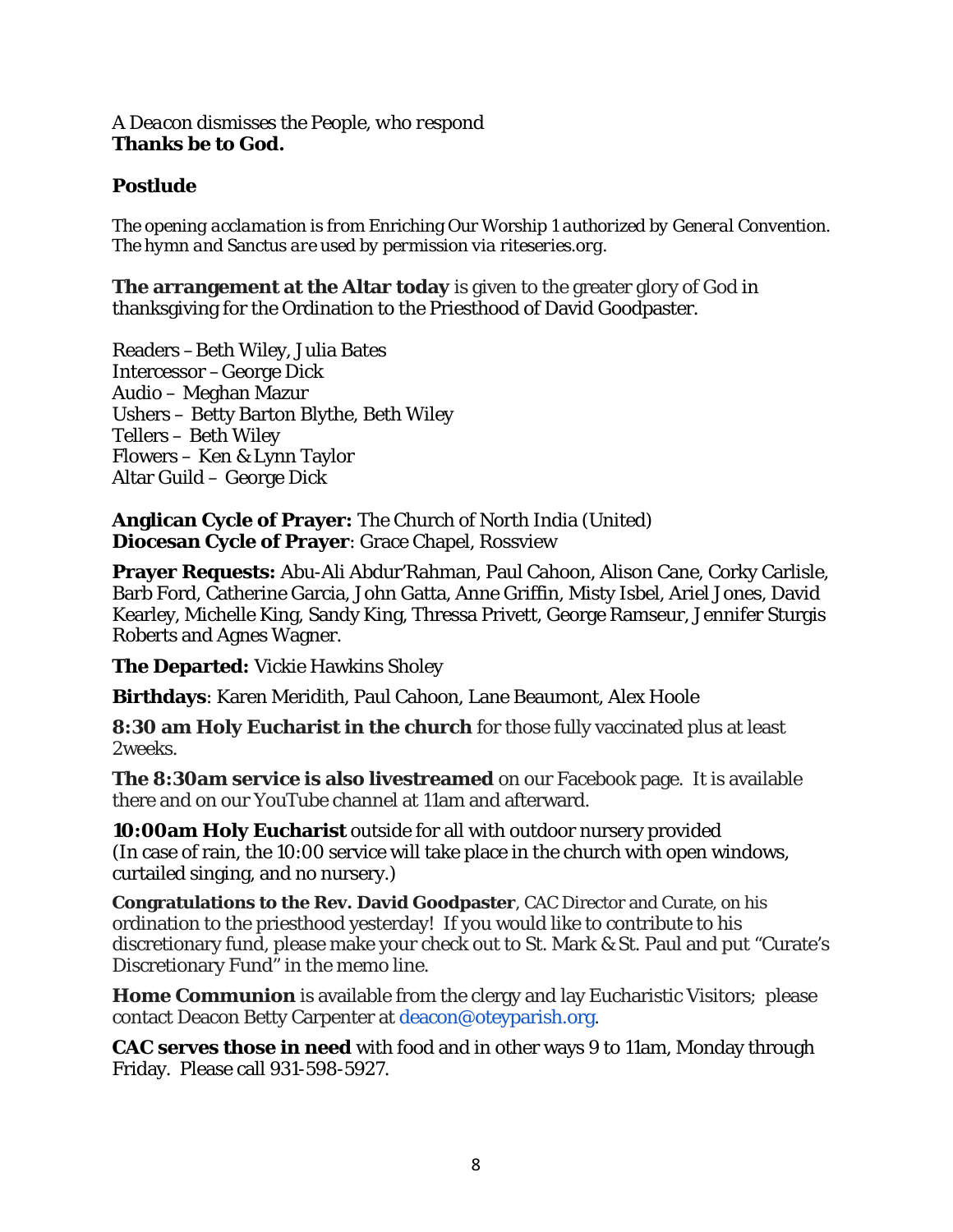*A Deacon dismisses the People, who respond*
**Thanks be to God.**

**Postlude**

*The opening acclamation is from Enriching Our Worship 1 authorized by General Convention. The hymn and Sanctus are used by permission via riteseries.org.*

**The arrangement at the Altar today** is given to the greater glory of God in thanksgiving for the Ordination to the Priesthood of David Goodpaster.

Readers – Beth Wiley, Julia Bates
Intercessor – George Dick
Audio – Meghan Mazur
Ushers – Betty Barton Blythe, Beth Wiley
Tellers – Beth Wiley
Flowers – Ken & Lynn Taylor
Altar Guild – George Dick

**Anglican Cycle of Prayer:** The Church of North India (United)
**Diocesan Cycle of Prayer**: Grace Chapel, Rossview

**Prayer Requests:** Abu-Ali Abdur'Rahman, Paul Cahoon, Alison Cane, Corky Carlisle, Barb Ford, Catherine Garcia, John Gatta, Anne Griffin, Misty Isbel, Ariel Jones, David Kearley, Michelle King, Sandy King, Thressa Privett, George Ramseur, Jennifer Sturgis Roberts and Agnes Wagner.

**The Departed:** Vickie Hawkins Sholey

**Birthdays**: Karen Meridith, Paul Cahoon, Lane Beaumont, Alex Hoole

**8:30 am Holy Eucharist in the church** for those fully vaccinated plus at least 2weeks.

**The 8:30am service is also livestreamed** on our Facebook page. It is available there and on our YouTube channel at 11am and afterward.

**10:00am Holy Eucharist** outside for all with outdoor nursery provided (In case of rain, the 10:00 service will take place in the church with open windows, curtailed singing, and no nursery.)

**Congratulations to the Rev. David Goodpaster**, CAC Director and Curate, on his ordination to the priesthood yesterday! If you would like to contribute to his discretionary fund, please make your check out to St. Mark & St. Paul and put "Curate's Discretionary Fund" in the memo line.

**Home Communion** is available from the clergy and lay Eucharistic Visitors; please contact Deacon Betty Carpenter at deacon@oteyparish.org.

**CAC serves those in need** with food and in other ways 9 to 11am, Monday through Friday. Please call 931-598-5927.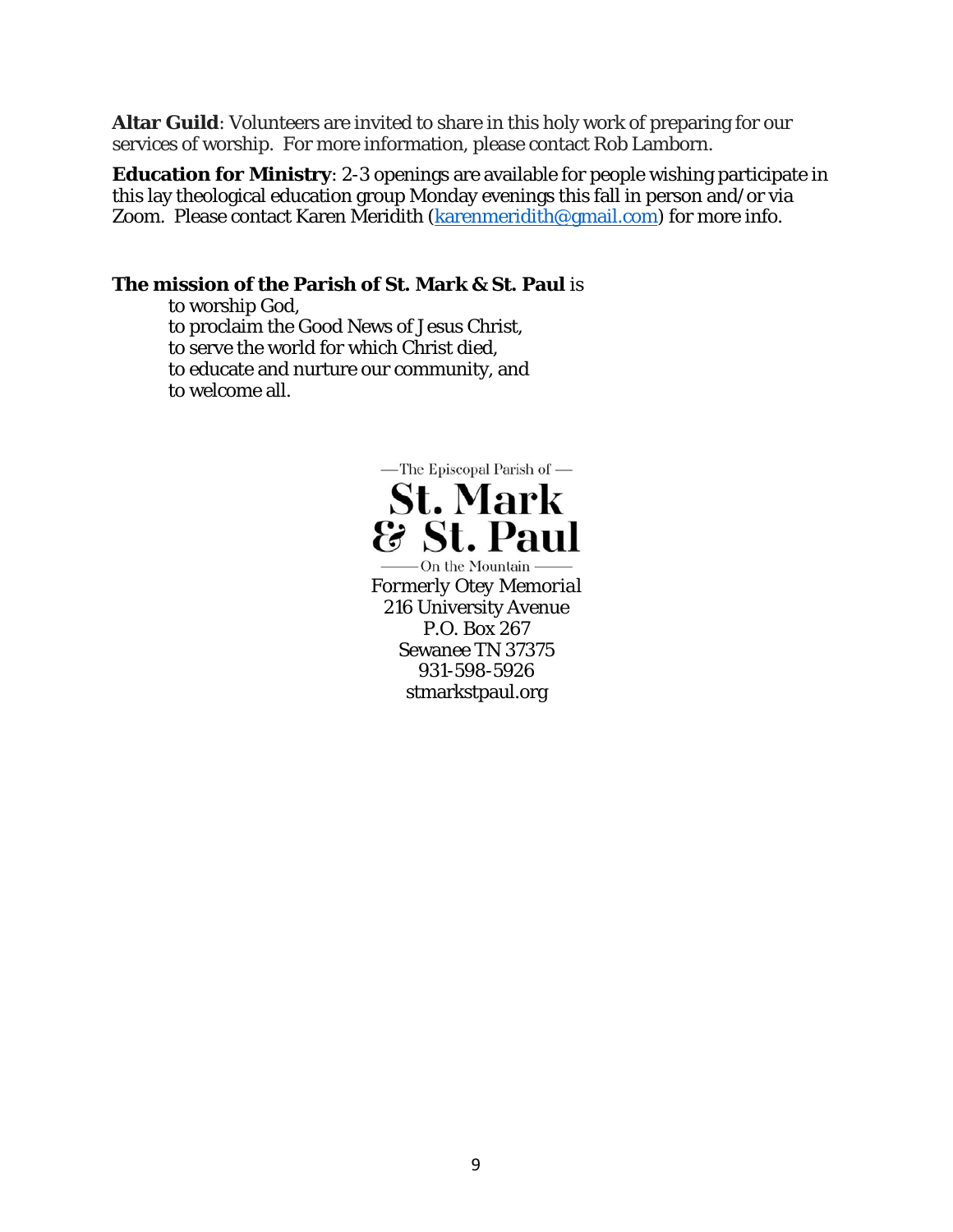**Altar Guild**: Volunteers are invited to share in this holy work of preparing for our services of worship. For more information, please contact Rob Lamborn.

**Education for Ministry**: 2-3 openings are available for people wishing participate in this lay theological education group Monday evenings this fall in person and/or via Zoom. Please contact Karen Meridith (karenmeridith@gmail.com) for more info.

**The mission of the Parish of St. Mark & St. Paul** is

to worship God,
to proclaim the Good News of Jesus Christ,
to serve the world for which Christ died,
to educate and nurture our community, and
to welcome all.

—The Episcopal Parish of —

**St. Mark & St. Paul**

—— On the Mountain ——

*Formerly Otey Memorial*
216 University Avenue
P.O. Box 267
Sewanee TN 37375
931-598-5926
stmarkstpaul.org